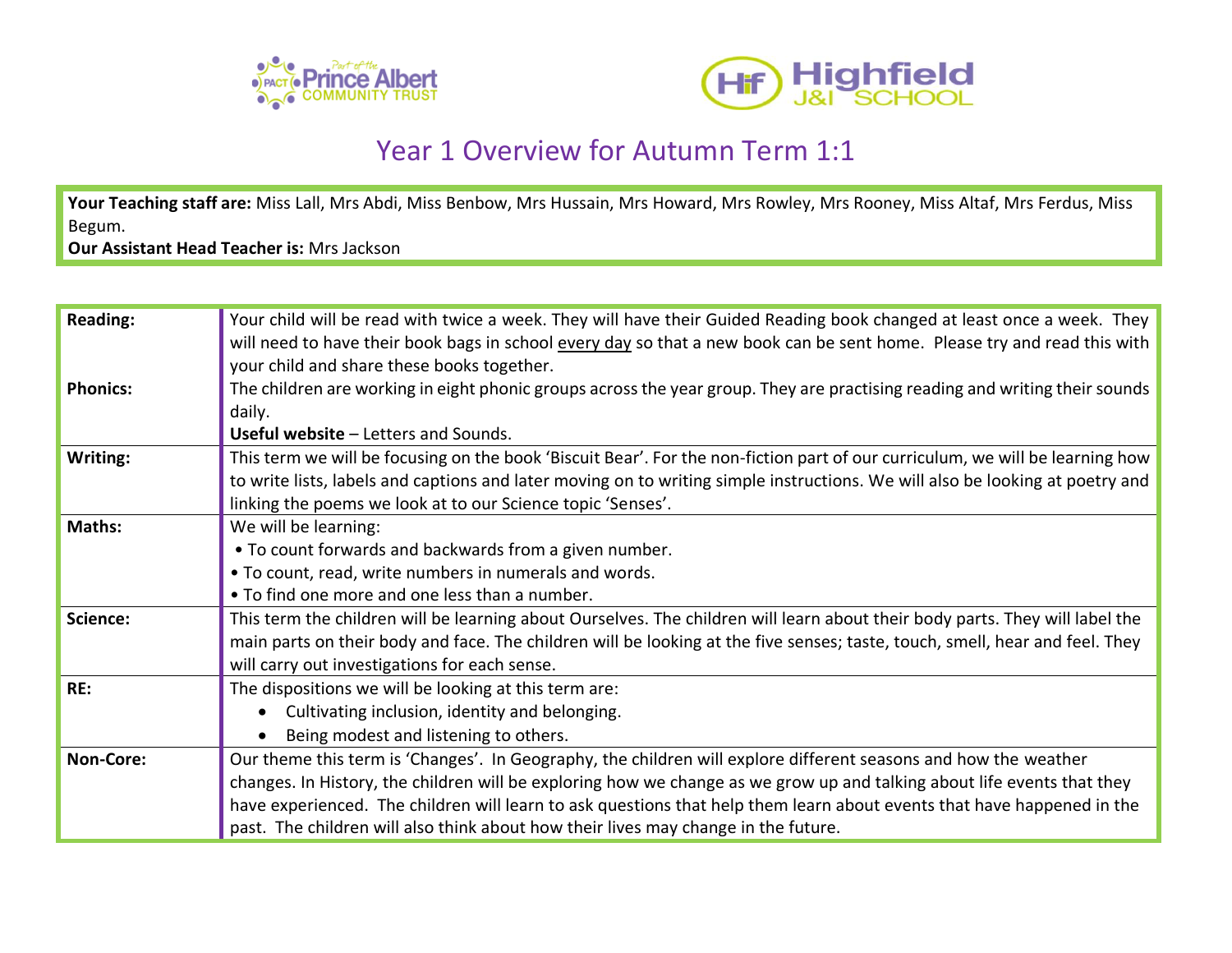# Year 1 Overview for Autumn Term 1:1

**Your Teaching staff are:** Miss Lall, Mrs Abdi, Miss Benbow, Mrs Hussain, Mrs Howard, Mrs Rowley, Mrs Rooney, Miss Altaf, Mrs Ferdus, Miss Begum.
**Our Assistant Head Teacher is:** Mrs Jackson

| | |
|---|---|
| **Reading:**<br><br><br>**Phonics:** | Your child will be read with twice a week. They will have their Guided Reading book changed at least once a week. They will need to have their book bags in school <u>every day</u> so that a new book can be sent home. Please try and read this with your child and share these books together.<br>The children are working in eight phonic groups across the year group. They are practising reading and writing their sounds daily.<br>**Useful website** – Letters and Sounds. |
| **Writing:** | This term we will be focusing on the book 'Biscuit Bear'. For the non-fiction part of our curriculum, we will be learning how to write lists, labels and captions and later moving on to writing simple instructions. We will also be looking at poetry and linking the poems we look at to our Science topic 'Senses'. |
| **Maths:** | We will be learning:<br>• To count forwards and backwards from a given number.<br>• To count, read, write numbers in numerals and words.<br>• To find one more and one less than a number. |
| **Science:** | This term the children will be learning about Ourselves. The children will learn about their body parts. They will label the main parts on their body and face. The children will be looking at the five senses; taste, touch, smell, hear and feel. They will carry out investigations for each sense. |
| **RE:** | The dispositions we will be looking at this term are:<br>• Cultivating inclusion, identity and belonging.<br>• Being modest and listening to others. |
| **Non-Core:** | Our theme this term is 'Changes'. In Geography, the children will explore different seasons and how the weather changes. In History, the children will be exploring how we change as we grow up and talking about life events that they have experienced. The children will learn to ask questions that help them learn about events that have happened in the past. The children will also think about how their lives may change in the future. |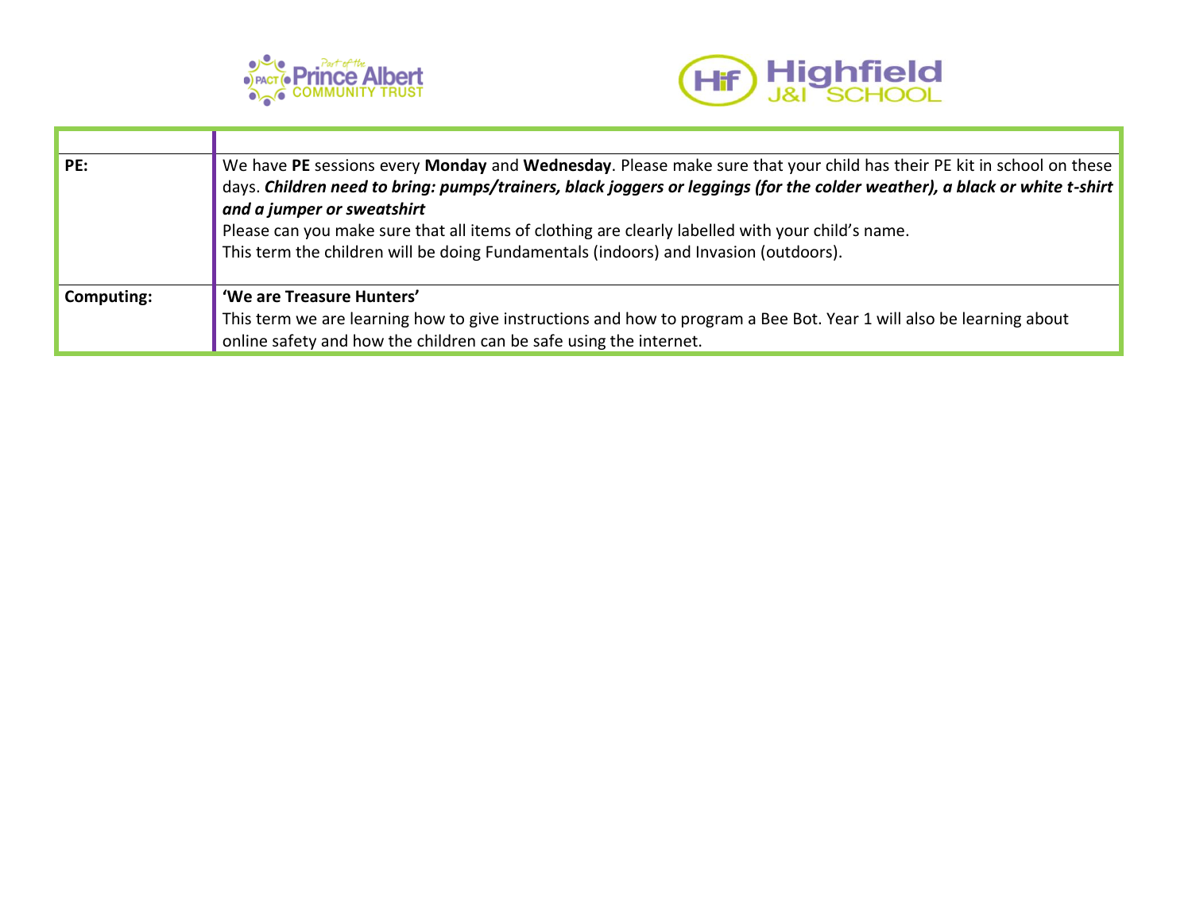| | |
|---|---|
| **PE:** | We have **PE** sessions every **Monday** and **Wednesday**. Please make sure that your child has their PE kit in school on these days. ***Children need to bring: pumps/trainers, black joggers or leggings (for the colder weather), a black or white t-shirt and a jumper or sweatshirt*** <br> Please can you make sure that all items of clothing are clearly labelled with your child's name. <br> This term the children will be doing Fundamentals (indoors) and Invasion (outdoors). |
| **Computing:** | **'We are Treasure Hunters'** <br> This term we are learning how to give instructions and how to program a Bee Bot. Year 1 will also be learning about online safety and how the children can be safe using the internet. |